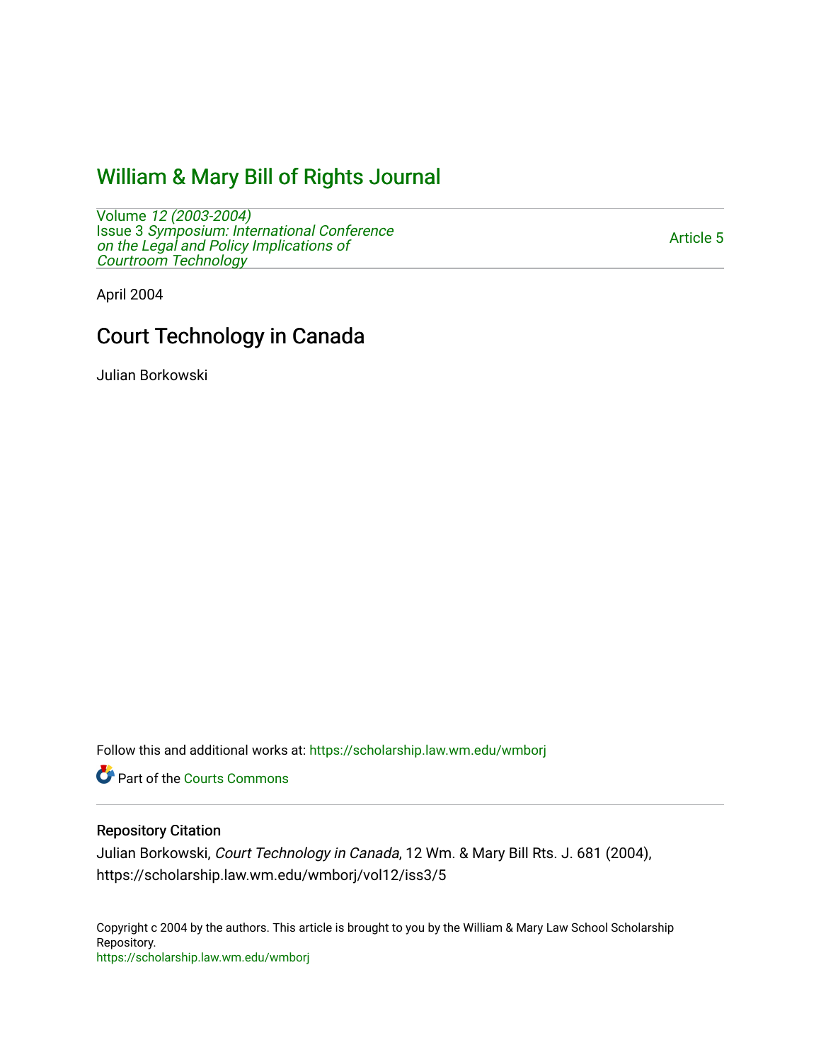# William & Mary Bill of Rights Journal

Volume *12 (2003-2004)*
Issue 3 *Symposium: International Conference on the Legal and Policy Implications of Courtroom Technology*

Article 5

April 2004

## Court Technology in Canada

Julian Borkowski

Follow this and additional works at: https://scholarship.law.wm.edu/wmborj

Part of the Courts Commons

### Repository Citation

Julian Borkowski, *Court Technology in Canada*, 12 Wm. & Mary Bill Rts. J. 681 (2004), https://scholarship.law.wm.edu/wmborj/vol12/iss3/5

Copyright c 2004 by the authors. This article is brought to you by the William & Mary Law School Scholarship Repository.
https://scholarship.law.wm.edu/wmborj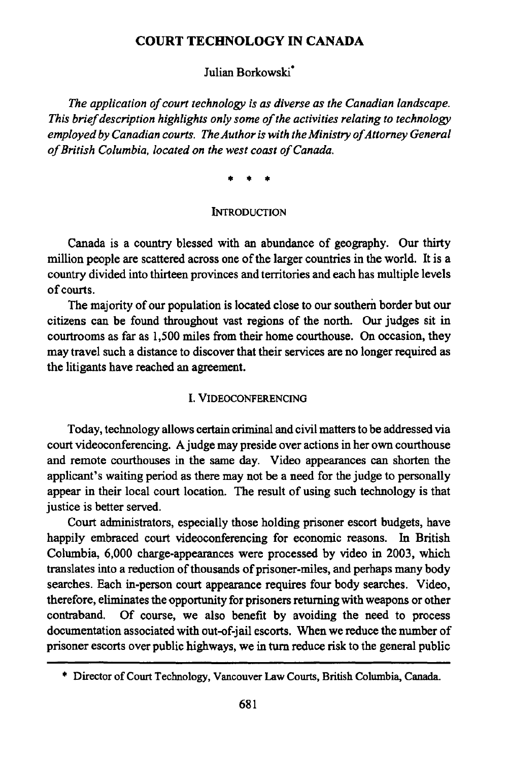# COURT TECHNOLOGY IN CANADA

Julian Borkowski*

*The application of court technology is as diverse as the Canadian landscape. This brief description highlights only some of the activities relating to technology employed by Canadian courts. The Author is with the Ministry of Attorney General of British Columbia, located on the west coast of Canada.*

\* \* \*

## INTRODUCTION

Canada is a country blessed with an abundance of geography. Our thirty million people are scattered across one of the larger countries in the world. It is a country divided into thirteen provinces and territories and each has multiple levels of courts.

The majority of our population is located close to our southern border but our citizens can be found throughout vast regions of the north. Our judges sit in courtrooms as far as 1,500 miles from their home courthouse. On occasion, they may travel such a distance to discover that their services are no longer required as the litigants have reached an agreement.

## I. VIDEOCONFERENCING

Today, technology allows certain criminal and civil matters to be addressed via court videoconferencing. A judge may preside over actions in her own courthouse and remote courthouses in the same day. Video appearances can shorten the applicant's waiting period as there may not be a need for the judge to personally appear in their local court location. The result of using such technology is that justice is better served.

Court administrators, especially those holding prisoner escort budgets, have happily embraced court videoconferencing for economic reasons. In British Columbia, 6,000 charge-appearances were processed by video in 2003, which translates into a reduction of thousands of prisoner-miles, and perhaps many body searches. Each in-person court appearance requires four body searches. Video, therefore, eliminates the opportunity for prisoners returning with weapons or other contraband. Of course, we also benefit by avoiding the need to process documentation associated with out-of-jail escorts. When we reduce the number of prisoner escorts over public highways, we in turn reduce risk to the general public

\* Director of Court Technology, Vancouver Law Courts, British Columbia, Canada.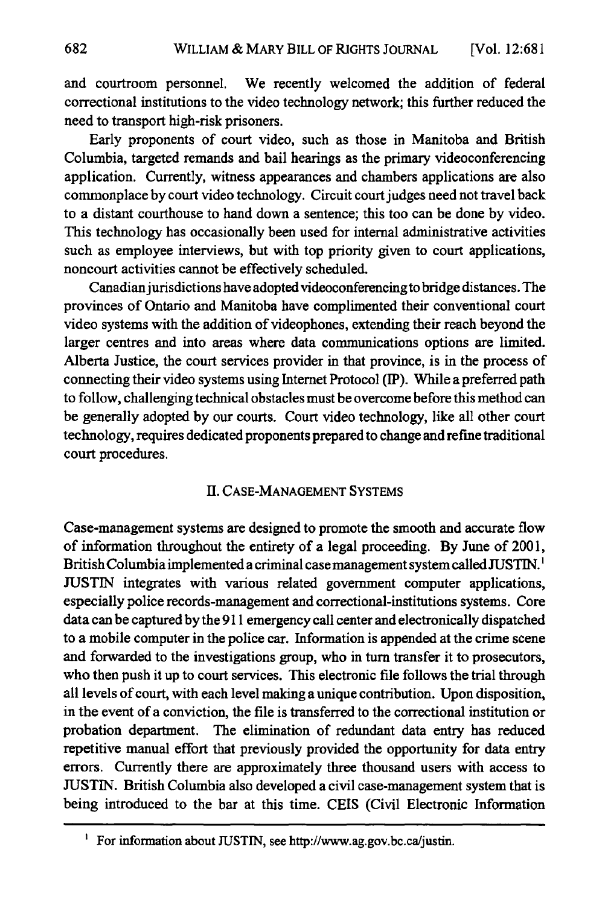and courtroom personnel. We recently welcomed the addition of federal correctional institutions to the video technology network; this further reduced the need to transport high-risk prisoners.

Early proponents of court video, such as those in Manitoba and British Columbia, targeted remands and bail hearings as the primary videoconferencing application. Currently, witness appearances and chambers applications are also commonplace by court video technology. Circuit court judges need not travel back to a distant courthouse to hand down a sentence; this too can be done by video. This technology has occasionally been used for internal administrative activities such as employee interviews, but with top priority given to court applications, noncourt activities cannot be effectively scheduled.

Canadian jurisdictions have adopted videoconferencing to bridge distances. The provinces of Ontario and Manitoba have complimented their conventional court video systems with the addition of videophones, extending their reach beyond the larger centres and into areas where data communications options are limited. Alberta Justice, the court services provider in that province, is in the process of connecting their video systems using Internet Protocol (IP). While a preferred path to follow, challenging technical obstacles must be overcome before this method can be generally adopted by our courts. Court video technology, like all other court technology, requires dedicated proponents prepared to change and refine traditional court procedures.

## II. CASE-MANAGEMENT SYSTEMS

Case-management systems are designed to promote the smooth and accurate flow of information throughout the entirety of a legal proceeding. By June of 2001, British Columbia implemented a criminal case management system called JUSTIN.[1] JUSTIN integrates with various related government computer applications, especially police records-management and correctional-institutions systems. Core data can be captured by the 911 emergency call center and electronically dispatched to a mobile computer in the police car. Information is appended at the crime scene and forwarded to the investigations group, who in turn transfer it to prosecutors, who then push it up to court services. This electronic file follows the trial through all levels of court, with each level making a unique contribution. Upon disposition, in the event of a conviction, the file is transferred to the correctional institution or probation department. The elimination of redundant data entry has reduced repetitive manual effort that previously provided the opportunity for data entry errors. Currently there are approximately three thousand users with access to JUSTIN. British Columbia also developed a civil case-management system that is being introduced to the bar at this time. CEIS (Civil Electronic Information

---

[1] For information about JUSTIN, see http://www.ag.gov.bc.ca/justin.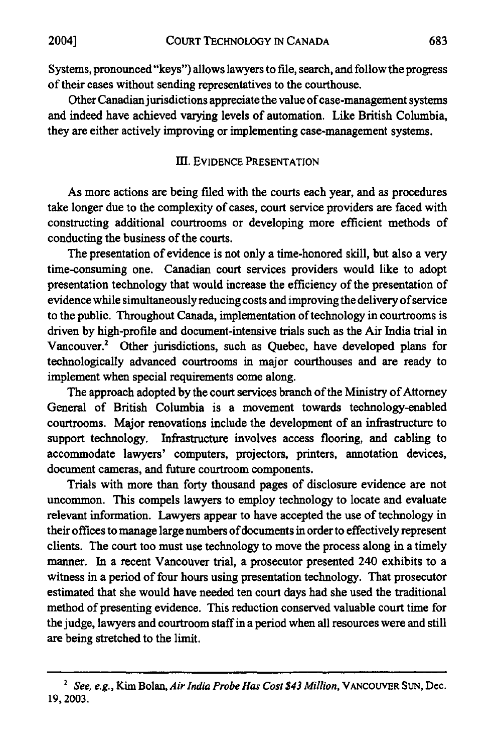Systems, pronounced "keys") allows lawyers to file, search, and follow the progress of their cases without sending representatives to the courthouse.

Other Canadian jurisdictions appreciate the value of case-management systems and indeed have achieved varying levels of automation. Like British Columbia, they are either actively improving or implementing case-management systems.

## III. EVIDENCE PRESENTATION

As more actions are being filed with the courts each year, and as procedures take longer due to the complexity of cases, court service providers are faced with constructing additional courtrooms or developing more efficient methods of conducting the business of the courts.

The presentation of evidence is not only a time-honored skill, but also a very time-consuming one. Canadian court services providers would like to adopt presentation technology that would increase the efficiency of the presentation of evidence while simultaneously reducing costs and improving the delivery of service to the public. Throughout Canada, implementation of technology in courtrooms is driven by high-profile and document-intensive trials such as the Air India trial in Vancouver.[2] Other jurisdictions, such as Quebec, have developed plans for technologically advanced courtrooms in major courthouses and are ready to implement when special requirements come along.

The approach adopted by the court services branch of the Ministry of Attorney General of British Columbia is a movement towards technology-enabled courtrooms. Major renovations include the development of an infrastructure to support technology. Infrastructure involves access flooring, and cabling to accommodate lawyers' computers, projectors, printers, annotation devices, document cameras, and future courtroom components.

Trials with more than forty thousand pages of disclosure evidence are not uncommon. This compels lawyers to employ technology to locate and evaluate relevant information. Lawyers appear to have accepted the use of technology in their offices to manage large numbers of documents in order to effectively represent clients. The court too must use technology to move the process along in a timely manner. In a recent Vancouver trial, a prosecutor presented 240 exhibits to a witness in a period of four hours using presentation technology. That prosecutor estimated that she would have needed ten court days had she used the traditional method of presenting evidence. This reduction conserved valuable court time for the judge, lawyers and courtroom staff in a period when all resources were and still are being stretched to the limit.

---

[2] *See, e.g.*, Kim Bolan, *Air India Probe Has Cost $43 Million*, VANCOUVER SUN, Dec. 19, 2003.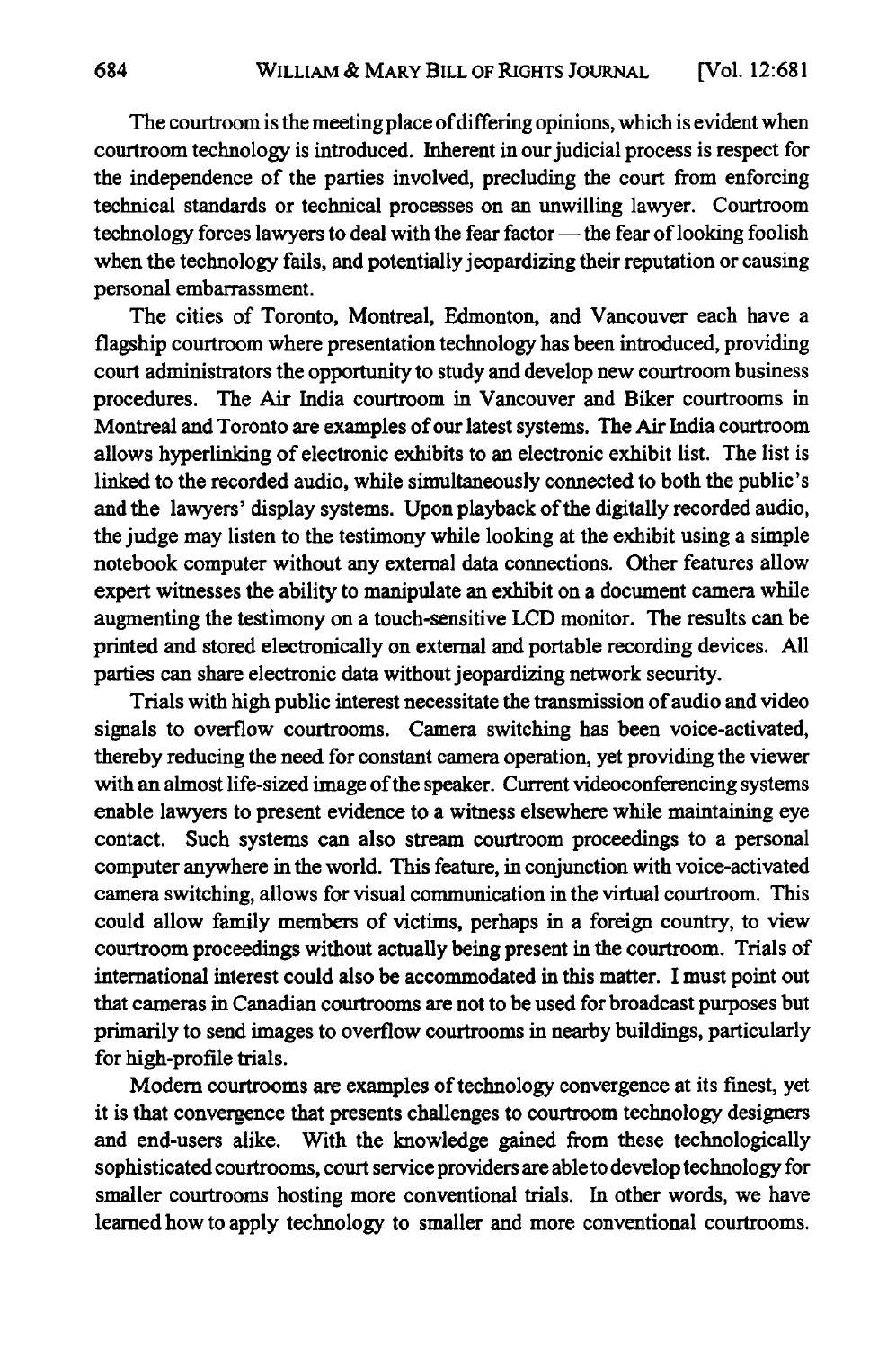The courtroom is the meeting place of differing opinions, which is evident when courtroom technology is introduced. Inherent in our judicial process is respect for the independence of the parties involved, precluding the court from enforcing technical standards or technical processes on an unwilling lawyer. Courtroom technology forces lawyers to deal with the fear factor — the fear of looking foolish when the technology fails, and potentially jeopardizing their reputation or causing personal embarrassment.

The cities of Toronto, Montreal, Edmonton, and Vancouver each have a flagship courtroom where presentation technology has been introduced, providing court administrators the opportunity to study and develop new courtroom business procedures. The Air India courtroom in Vancouver and Biker courtrooms in Montreal and Toronto are examples of our latest systems. The Air India courtroom allows hyperlinking of electronic exhibits to an electronic exhibit list. The list is linked to the recorded audio, while simultaneously connected to both the public's and the lawyers' display systems. Upon playback of the digitally recorded audio, the judge may listen to the testimony while looking at the exhibit using a simple notebook computer without any external data connections. Other features allow expert witnesses the ability to manipulate an exhibit on a document camera while augmenting the testimony on a touch-sensitive LCD monitor. The results can be printed and stored electronically on external and portable recording devices. All parties can share electronic data without jeopardizing network security.

Trials with high public interest necessitate the transmission of audio and video signals to overflow courtrooms. Camera switching has been voice-activated, thereby reducing the need for constant camera operation, yet providing the viewer with an almost life-sized image of the speaker. Current videoconferencing systems enable lawyers to present evidence to a witness elsewhere while maintaining eye contact. Such systems can also stream courtroom proceedings to a personal computer anywhere in the world. This feature, in conjunction with voice-activated camera switching, allows for visual communication in the virtual courtroom. This could allow family members of victims, perhaps in a foreign country, to view courtroom proceedings without actually being present in the courtroom. Trials of international interest could also be accommodated in this matter. I must point out that cameras in Canadian courtrooms are not to be used for broadcast purposes but primarily to send images to overflow courtrooms in nearby buildings, particularly for high-profile trials.

Modern courtrooms are examples of technology convergence at its finest, yet it is that convergence that presents challenges to courtroom technology designers and end-users alike. With the knowledge gained from these technologically sophisticated courtrooms, court service providers are able to develop technology for smaller courtrooms hosting more conventional trials. In other words, we have learned how to apply technology to smaller and more conventional courtrooms.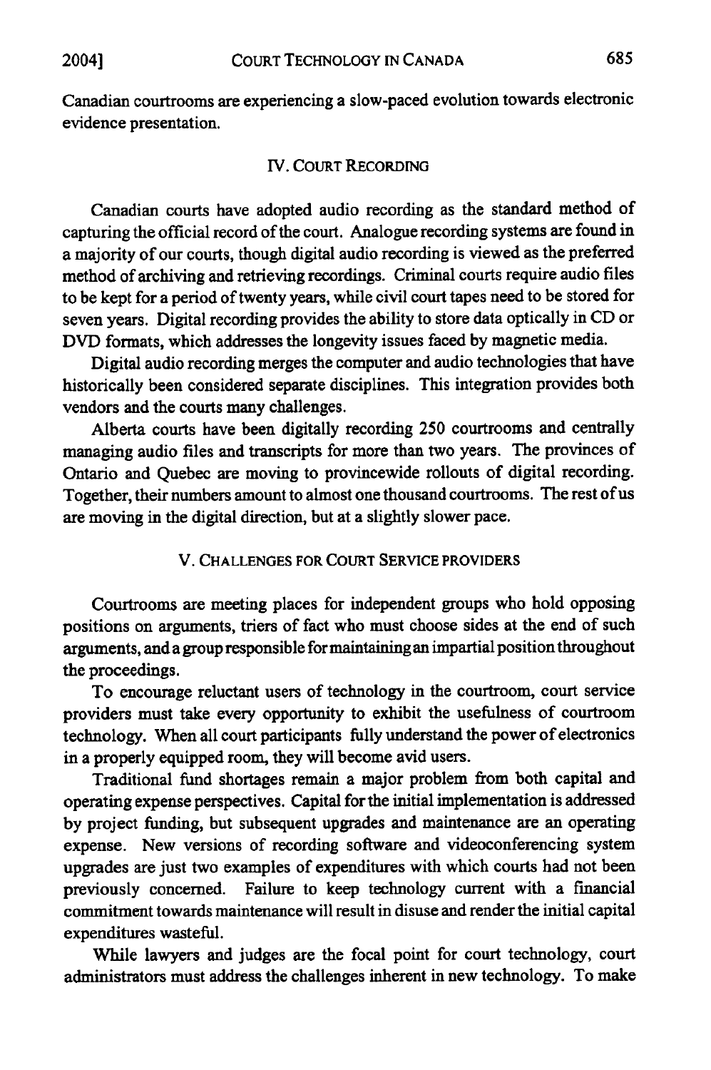Canadian courtrooms are experiencing a slow-paced evolution towards electronic evidence presentation.

## IV. COURT RECORDING

Canadian courts have adopted audio recording as the standard method of capturing the official record of the court. Analogue recording systems are found in a majority of our courts, though digital audio recording is viewed as the preferred method of archiving and retrieving recordings. Criminal courts require audio files to be kept for a period of twenty years, while civil court tapes need to be stored for seven years. Digital recording provides the ability to store data optically in CD or DVD formats, which addresses the longevity issues faced by magnetic media.

Digital audio recording merges the computer and audio technologies that have historically been considered separate disciplines. This integration provides both vendors and the courts many challenges.

Alberta courts have been digitally recording 250 courtrooms and centrally managing audio files and transcripts for more than two years. The provinces of Ontario and Quebec are moving to provincewide rollouts of digital recording. Together, their numbers amount to almost one thousand courtrooms. The rest of us are moving in the digital direction, but at a slightly slower pace.

## V. CHALLENGES FOR COURT SERVICE PROVIDERS

Courtrooms are meeting places for independent groups who hold opposing positions on arguments, triers of fact who must choose sides at the end of such arguments, and a group responsible for maintaining an impartial position throughout the proceedings.

To encourage reluctant users of technology in the courtroom, court service providers must take every opportunity to exhibit the usefulness of courtroom technology. When all court participants fully understand the power of electronics in a properly equipped room, they will become avid users.

Traditional fund shortages remain a major problem from both capital and operating expense perspectives. Capital for the initial implementation is addressed by project funding, but subsequent upgrades and maintenance are an operating expense. New versions of recording software and videoconferencing system upgrades are just two examples of expenditures with which courts had not been previously concerned. Failure to keep technology current with a financial commitment towards maintenance will result in disuse and render the initial capital expenditures wasteful.

While lawyers and judges are the focal point for court technology, court administrators must address the challenges inherent in new technology. To make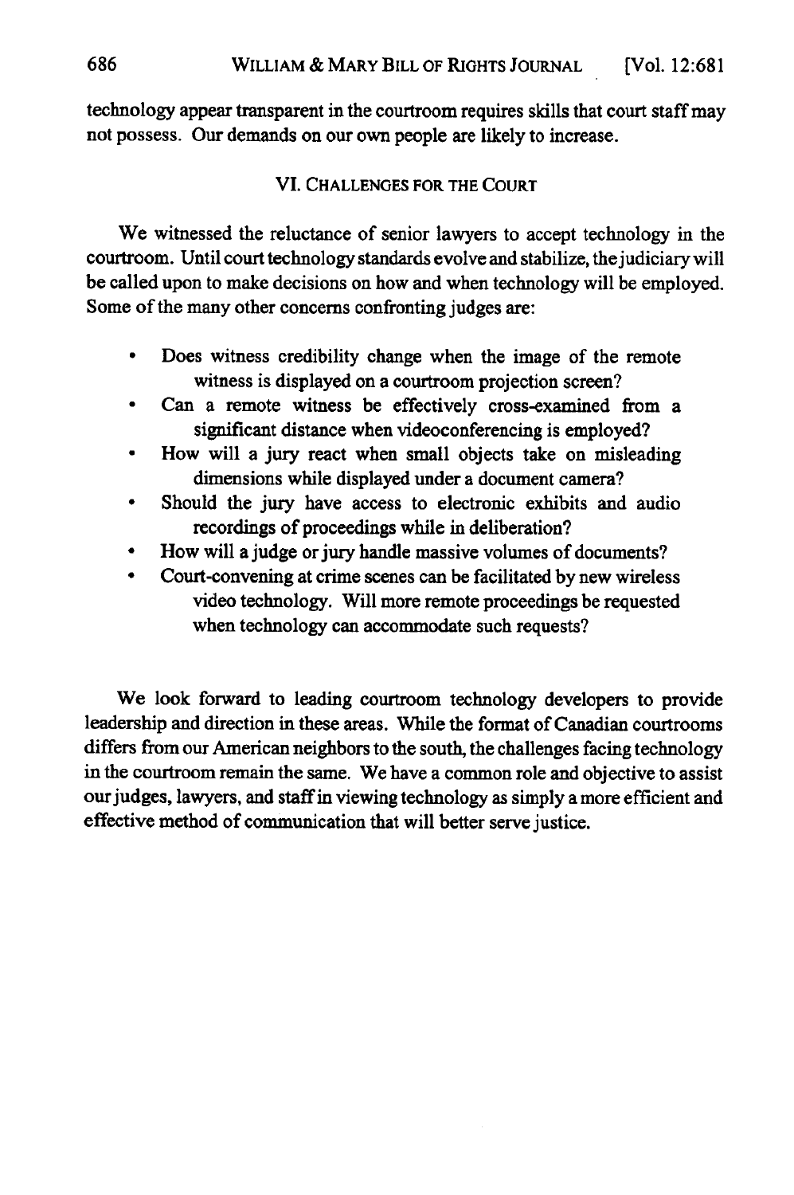technology appear transparent in the courtroom requires skills that court staff may not possess. Our demands on our own people are likely to increase.

## VI. CHALLENGES FOR THE COURT

We witnessed the reluctance of senior lawyers to accept technology in the courtroom. Until court technology standards evolve and stabilize, the judiciary will be called upon to make decisions on how and when technology will be employed. Some of the many other concerns confronting judges are:

- Does witness credibility change when the image of the remote witness is displayed on a courtroom projection screen?
- Can a remote witness be effectively cross-examined from a significant distance when videoconferencing is employed?
- How will a jury react when small objects take on misleading dimensions while displayed under a document camera?
- Should the jury have access to electronic exhibits and audio recordings of proceedings while in deliberation?
- How will a judge or jury handle massive volumes of documents?
- Court-convening at crime scenes can be facilitated by new wireless video technology. Will more remote proceedings be requested when technology can accommodate such requests?

We look forward to leading courtroom technology developers to provide leadership and direction in these areas. While the format of Canadian courtrooms differs from our American neighbors to the south, the challenges facing technology in the courtroom remain the same. We have a common role and objective to assist our judges, lawyers, and staff in viewing technology as simply a more efficient and effective method of communication that will better serve justice.